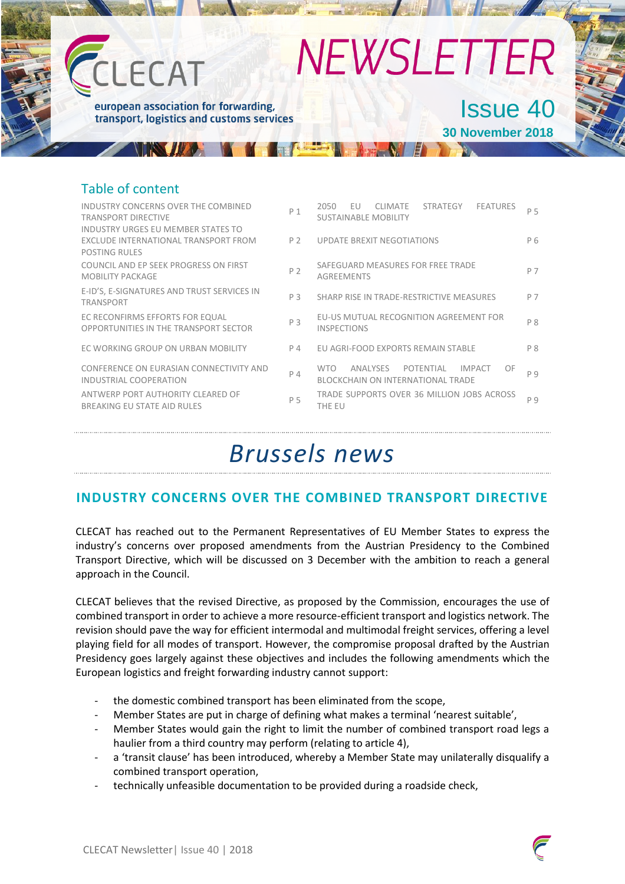# CLECAT NEWSLETTER

european association for forwarding, transport, logistics and customs services

Issue 40

30 November 2018

## Table of content

| | | | |
|---|---|---|---|
| INDUSTRY CONCERNS OVER THE COMBINED TRANSPORT DIRECTIVE | P 1 | 2050 EU CLIMATE STRATEGY FEATURES SUSTAINABLE MOBILITY | P 5 |
| INDUSTRY URGES EU MEMBER STATES TO EXCLUDE INTERNATIONAL TRANSPORT FROM POSTING RULES | P 2 | UPDATE BREXIT NEGOTIATIONS | P 6 |
| COUNCIL AND EP SEEK PROGRESS ON FIRST MOBILITY PACKAGE | P 2 | SAFEGUARD MEASURES FOR FREE TRADE AGREEMENTS | P 7 |
| E-ID'S, E-SIGNATURES AND TRUST SERVICES IN TRANSPORT | P 3 | SHARP RISE IN TRADE-RESTRICTIVE MEASURES | P 7 |
| EC RECONFIRMS EFFORTS FOR EQUAL OPPORTUNITIES IN THE TRANSPORT SECTOR | P 3 | EU-US MUTUAL RECOGNITION AGREEMENT FOR INSPECTIONS | P 8 |
| EC WORKING GROUP ON URBAN MOBILITY | P 4 | EU AGRI-FOOD EXPORTS REMAIN STABLE | P 8 |
| CONFERENCE ON EURASIAN CONNECTIVITY AND INDUSTRIAL COOPERATION | P 4 | WTO ANALYSES POTENTIAL IMPACT OF BLOCKCHAIN ON INTERNATIONAL TRADE | P 9 |
| ANTWERP PORT AUTHORITY CLEARED OF BREAKING EU STATE AID RULES | P 5 | TRADE SUPPORTS OVER 36 MILLION JOBS ACROSS THE EU | P 9 |

# *Brussels news*

## INDUSTRY CONCERNS OVER THE COMBINED TRANSPORT DIRECTIVE

CLECAT has reached out to the Permanent Representatives of EU Member States to express the industry's concerns over proposed amendments from the Austrian Presidency to the Combined Transport Directive, which will be discussed on 3 December with the ambition to reach a general approach in the Council.

CLECAT believes that the revised Directive, as proposed by the Commission, encourages the use of combined transport in order to achieve a more resource-efficient transport and logistics network. The revision should pave the way for efficient intermodal and multimodal freight services, offering a level playing field for all modes of transport. However, the compromise proposal drafted by the Austrian Presidency goes largely against these objectives and includes the following amendments which the European logistics and freight forwarding industry cannot support:

- the domestic combined transport has been eliminated from the scope,
- Member States are put in charge of defining what makes a terminal 'nearest suitable',
- Member States would gain the right to limit the number of combined transport road legs a haulier from a third country may perform (relating to article 4),
- a 'transit clause' has been introduced, whereby a Member State may unilaterally disqualify a combined transport operation,
- technically unfeasible documentation to be provided during a roadside check,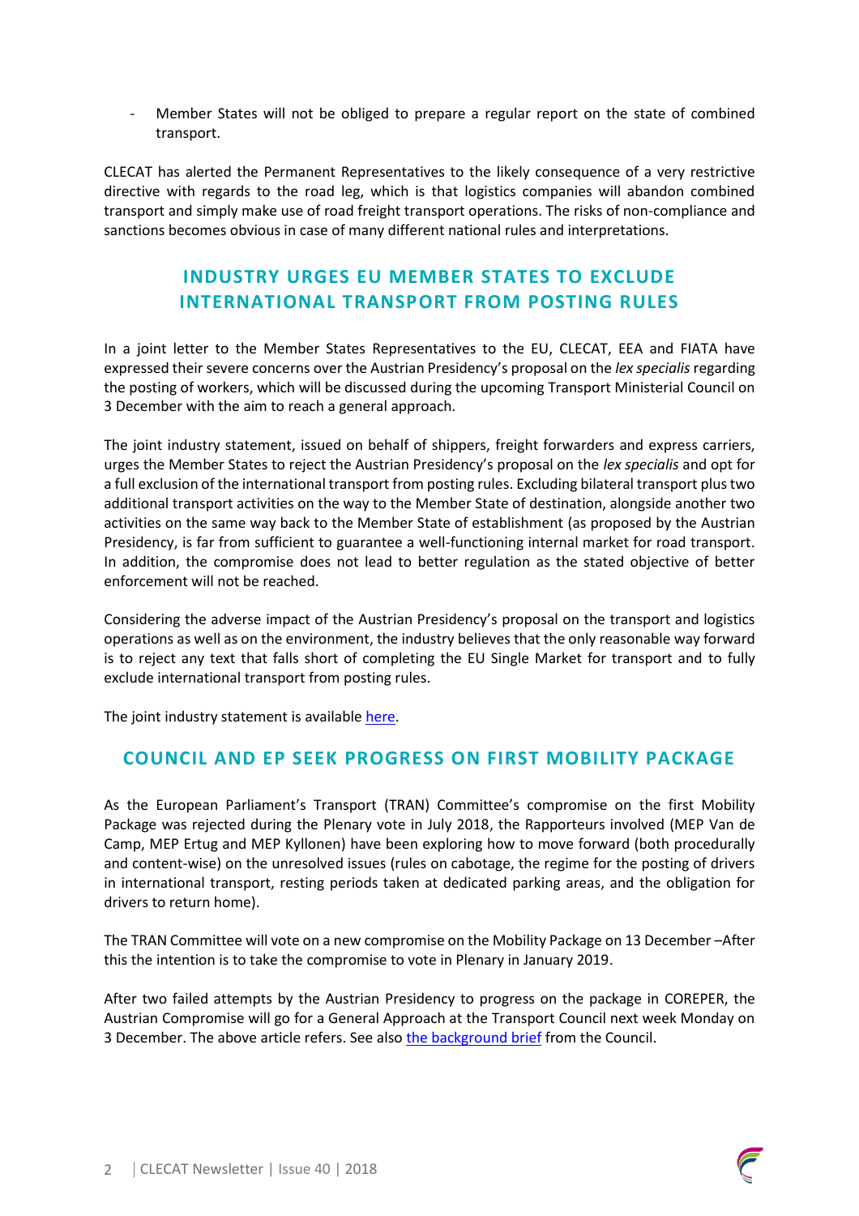- Member States will not be obliged to prepare a regular report on the state of combined transport.

CLECAT has alerted the Permanent Representatives to the likely consequence of a very restrictive directive with regards to the road leg, which is that logistics companies will abandon combined transport and simply make use of road freight transport operations. The risks of non-compliance and sanctions becomes obvious in case of many different national rules and interpretations.

## INDUSTRY URGES EU MEMBER STATES TO EXCLUDE INTERNATIONAL TRANSPORT FROM POSTING RULES

In a joint letter to the Member States Representatives to the EU, CLECAT, EEA and FIATA have expressed their severe concerns over the Austrian Presidency's proposal on the *lex specialis* regarding the posting of workers, which will be discussed during the upcoming Transport Ministerial Council on 3 December with the aim to reach a general approach.

The joint industry statement, issued on behalf of shippers, freight forwarders and express carriers, urges the Member States to reject the Austrian Presidency's proposal on the *lex specialis* and opt for a full exclusion of the international transport from posting rules. Excluding bilateral transport plus two additional transport activities on the way to the Member State of destination, alongside another two activities on the same way back to the Member State of establishment (as proposed by the Austrian Presidency, is far from sufficient to guarantee a well-functioning internal market for road transport. In addition, the compromise does not lead to better regulation as the stated objective of better enforcement will not be reached.

Considering the adverse impact of the Austrian Presidency's proposal on the transport and logistics operations as well as on the environment, the industry believes that the only reasonable way forward is to reject any text that falls short of completing the EU Single Market for transport and to fully exclude international transport from posting rules.

The joint industry statement is available here.

## COUNCIL AND EP SEEK PROGRESS ON FIRST MOBILITY PACKAGE

As the European Parliament's Transport (TRAN) Committee's compromise on the first Mobility Package was rejected during the Plenary vote in July 2018, the Rapporteurs involved (MEP Van de Camp, MEP Ertug and MEP Kyllonen) have been exploring how to move forward (both procedurally and content-wise) on the unresolved issues (rules on cabotage, the regime for the posting of drivers in international transport, resting periods taken at dedicated parking areas, and the obligation for drivers to return home).

The TRAN Committee will vote on a new compromise on the Mobility Package on 13 December –After this the intention is to take the compromise to vote in Plenary in January 2019.

After two failed attempts by the Austrian Presidency to progress on the package in COREPER, the Austrian Compromise will go for a General Approach at the Transport Council next week Monday on 3 December. The above article refers. See also the background brief from the Council.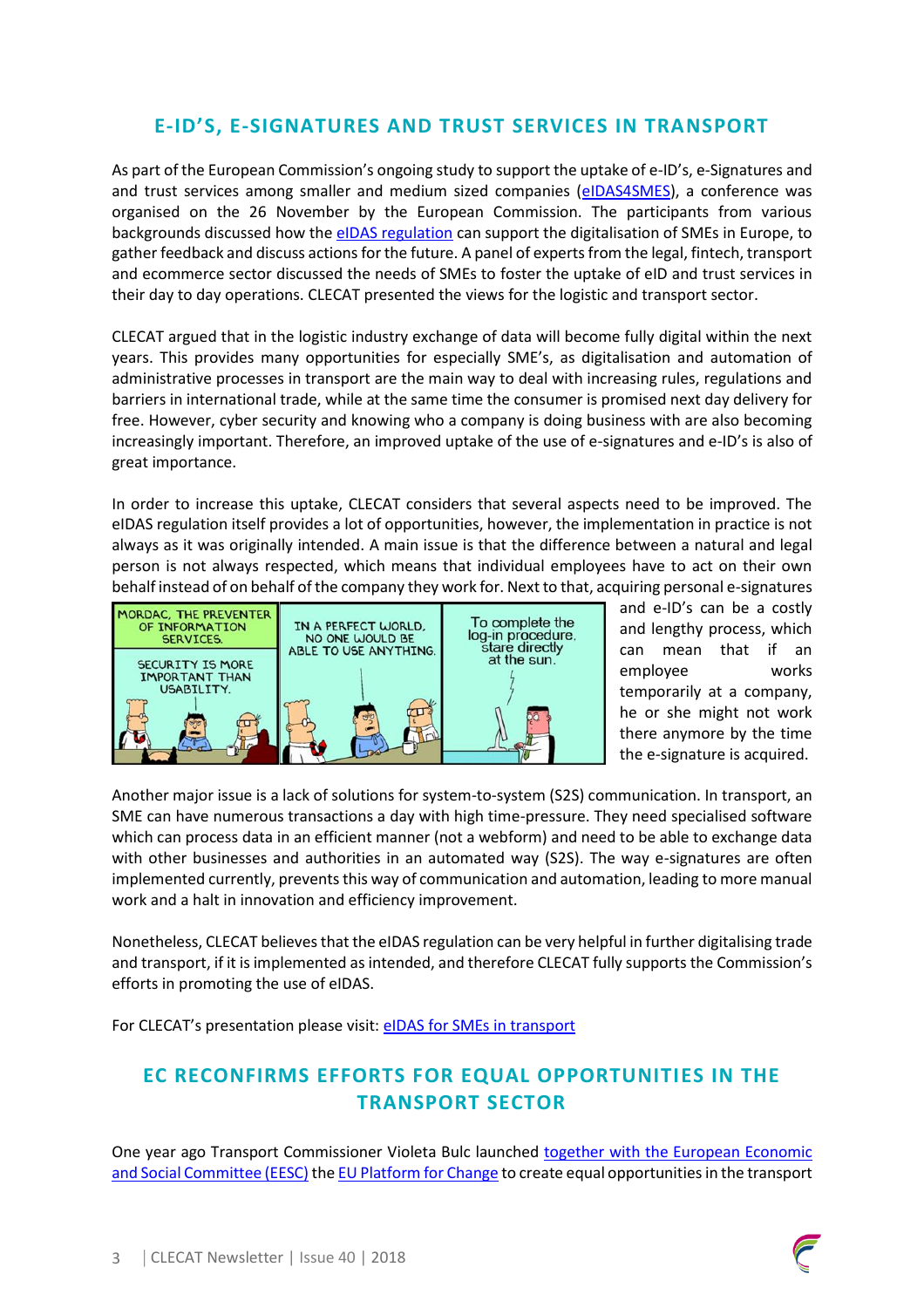## E-ID'S, E-SIGNATURES AND TRUST SERVICES IN TRANSPORT

As part of the European Commission's ongoing study to support the uptake of e-ID's, e-Signatures and and trust services among smaller and medium sized companies (eIDAS4SMES), a conference was organised on the 26 November by the European Commission. The participants from various backgrounds discussed how the eIDAS regulation can support the digitalisation of SMEs in Europe, to gather feedback and discuss actions for the future. A panel of experts from the legal, fintech, transport and ecommerce sector discussed the needs of SMEs to foster the uptake of eID and trust services in their day to day operations. CLECAT presented the views for the logistic and transport sector.

CLECAT argued that in the logistic industry exchange of data will become fully digital within the next years. This provides many opportunities for especially SME's, as digitalisation and automation of administrative processes in transport are the main way to deal with increasing rules, regulations and barriers in international trade, while at the same time the consumer is promised next day delivery for free. However, cyber security and knowing who a company is doing business with are also becoming increasingly important. Therefore, an improved uptake of the use of e-signatures and e-ID's is also of great importance.

In order to increase this uptake, CLECAT considers that several aspects need to be improved. The eIDAS regulation itself provides a lot of opportunities, however, the implementation in practice is not always as it was originally intended. A main issue is that the difference between a natural and legal person is not always respected, which means that individual employees have to act on their own behalf instead of on behalf of the company they work for. Next to that, acquiring personal e-signatures and e-ID's can be a costly and lengthy process, which can mean that if an employee works temporarily at a company, he or she might not work there anymore by the time the e-signature is acquired.

Another major issue is a lack of solutions for system-to-system (S2S) communication. In transport, an SME can have numerous transactions a day with high time-pressure. They need specialised software which can process data in an efficient manner (not a webform) and need to be able to exchange data with other businesses and authorities in an automated way (S2S). The way e-signatures are often implemented currently, prevents this way of communication and automation, leading to more manual work and a halt in innovation and efficiency improvement.

Nonetheless, CLECAT believes that the eIDAS regulation can be very helpful in further digitalising trade and transport, if it is implemented as intended, and therefore CLECAT fully supports the Commission's efforts in promoting the use of eIDAS.

For CLECAT's presentation please visit: eIDAS for SMEs in transport

## EC RECONFIRMS EFFORTS FOR EQUAL OPPORTUNITIES IN THE TRANSPORT SECTOR

One year ago Transport Commissioner Violeta Bulc launched together with the European Economic and Social Committee (EESC) the EU Platform for Change to create equal opportunities in the transport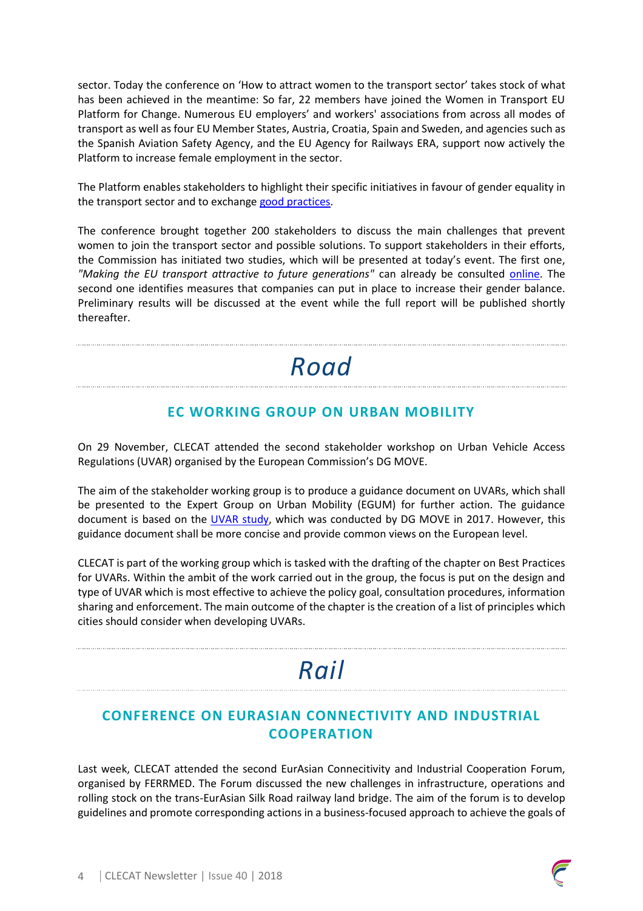sector. Today the conference on 'How to attract women to the transport sector' takes stock of what has been achieved in the meantime: So far, 22 members have joined the Women in Transport EU Platform for Change. Numerous EU employers' and workers' associations from across all modes of transport as well as four EU Member States, Austria, Croatia, Spain and Sweden, and agencies such as the Spanish Aviation Safety Agency, and the EU Agency for Railways ERA, support now actively the Platform to increase female employment in the sector.

The Platform enables stakeholders to highlight their specific initiatives in favour of gender equality in the transport sector and to exchange good practices.

The conference brought together 200 stakeholders to discuss the main challenges that prevent women to join the transport sector and possible solutions. To support stakeholders in their efforts, the Commission has initiated two studies, which will be presented at today's event. The first one, *"Making the EU transport attractive to future generations"* can already be consulted online. The second one identifies measures that companies can put in place to increase their gender balance. Preliminary results will be discussed at the event while the full report will be published shortly thereafter.

# *Road*

## EC WORKING GROUP ON URBAN MOBILITY

On 29 November, CLECAT attended the second stakeholder workshop on Urban Vehicle Access Regulations (UVAR) organised by the European Commission's DG MOVE.

The aim of the stakeholder working group is to produce a guidance document on UVARs, which shall be presented to the Expert Group on Urban Mobility (EGUM) for further action. The guidance document is based on the UVAR study, which was conducted by DG MOVE in 2017. However, this guidance document shall be more concise and provide common views on the European level.

CLECAT is part of the working group which is tasked with the drafting of the chapter on Best Practices for UVARs. Within the ambit of the work carried out in the group, the focus is put on the design and type of UVAR which is most effective to achieve the policy goal, consultation procedures, information sharing and enforcement. The main outcome of the chapter is the creation of a list of principles which cities should consider when developing UVARs.

# *Rail*

## CONFERENCE ON EURASIAN CONNECTIVITY AND INDUSTRIAL COOPERATION

Last week, CLECAT attended the second EurAsian Connecitivity and Industrial Cooperation Forum, organised by FERRMED. The Forum discussed the new challenges in infrastructure, operations and rolling stock on the trans-EurAsian Silk Road railway land bridge. The aim of the forum is to develop guidelines and promote corresponding actions in a business-focused approach to achieve the goals of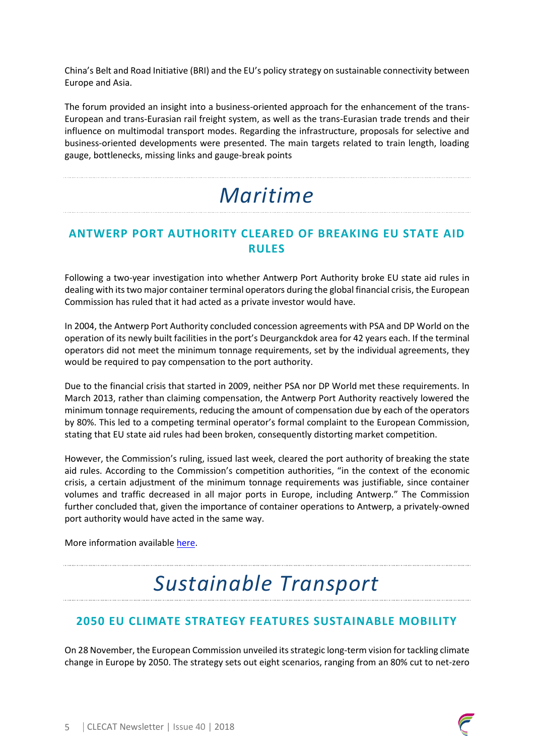China's Belt and Road Initiative (BRI) and the EU's policy strategy on sustainable connectivity between Europe and Asia.

The forum provided an insight into a business-oriented approach for the enhancement of the trans-European and trans-Eurasian rail freight system, as well as the trans-Eurasian trade trends and their influence on multimodal transport modes. Regarding the infrastructure, proposals for selective and business-oriented developments were presented. The main targets related to train length, loading gauge, bottlenecks, missing links and gauge-break points

# *Maritime*

## ANTWERP PORT AUTHORITY CLEARED OF BREAKING EU STATE AID RULES

Following a two-year investigation into whether Antwerp Port Authority broke EU state aid rules in dealing with its two major container terminal operators during the global financial crisis, the European Commission has ruled that it had acted as a private investor would have.

In 2004, the Antwerp Port Authority concluded concession agreements with PSA and DP World on the operation of its newly built facilities in the port's Deurganckdok area for 42 years each. If the terminal operators did not meet the minimum tonnage requirements, set by the individual agreements, they would be required to pay compensation to the port authority.

Due to the financial crisis that started in 2009, neither PSA nor DP World met these requirements. In March 2013, rather than claiming compensation, the Antwerp Port Authority reactively lowered the minimum tonnage requirements, reducing the amount of compensation due by each of the operators by 80%. This led to a competing terminal operator's formal complaint to the European Commission, stating that EU state aid rules had been broken, consequently distorting market competition.

However, the Commission's ruling, issued last week, cleared the port authority of breaking the state aid rules. According to the Commission's competition authorities, "in the context of the economic crisis, a certain adjustment of the minimum tonnage requirements was justifiable, since container volumes and traffic decreased in all major ports in Europe, including Antwerp." The Commission further concluded that, given the importance of container operations to Antwerp, a privately-owned port authority would have acted in the same way.

More information available here.

# *Sustainable Transport*

## 2050 EU CLIMATE STRATEGY FEATURES SUSTAINABLE MOBILITY

On 28 November, the European Commission unveiled its strategic long-term vision for tackling climate change in Europe by 2050. The strategy sets out eight scenarios, ranging from an 80% cut to net-zero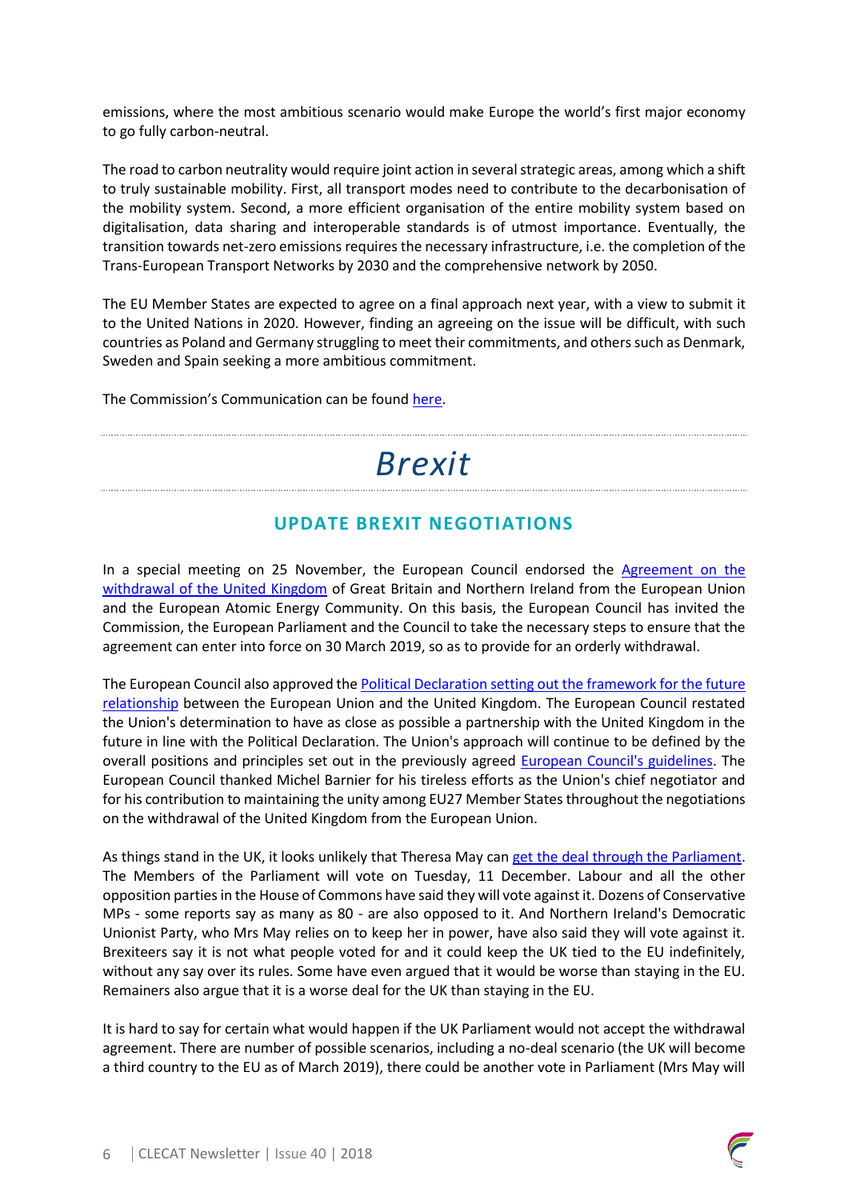emissions, where the most ambitious scenario would make Europe the world's first major economy to go fully carbon-neutral.

The road to carbon neutrality would require joint action in several strategic areas, among which a shift to truly sustainable mobility. First, all transport modes need to contribute to the decarbonisation of the mobility system. Second, a more efficient organisation of the entire mobility system based on digitalisation, data sharing and interoperable standards is of utmost importance. Eventually, the transition towards net-zero emissions requires the necessary infrastructure, i.e. the completion of the Trans-European Transport Networks by 2030 and the comprehensive network by 2050.

The EU Member States are expected to agree on a final approach next year, with a view to submit it to the United Nations in 2020. However, finding an agreeing on the issue will be difficult, with such countries as Poland and Germany struggling to meet their commitments, and others such as Denmark, Sweden and Spain seeking a more ambitious commitment.

The Commission's Communication can be found here.

# *Brexit*

## UPDATE BREXIT NEGOTIATIONS

In a special meeting on 25 November, the European Council endorsed the Agreement on the withdrawal of the United Kingdom of Great Britain and Northern Ireland from the European Union and the European Atomic Energy Community. On this basis, the European Council has invited the Commission, the European Parliament and the Council to take the necessary steps to ensure that the agreement can enter into force on 30 March 2019, so as to provide for an orderly withdrawal.

The European Council also approved the Political Declaration setting out the framework for the future relationship between the European Union and the United Kingdom. The European Council restated the Union's determination to have as close as possible a partnership with the United Kingdom in the future in line with the Political Declaration. The Union's approach will continue to be defined by the overall positions and principles set out in the previously agreed European Council's guidelines. The European Council thanked Michel Barnier for his tireless efforts as the Union's chief negotiator and for his contribution to maintaining the unity among EU27 Member States throughout the negotiations on the withdrawal of the United Kingdom from the European Union.

As things stand in the UK, it looks unlikely that Theresa May can get the deal through the Parliament. The Members of the Parliament will vote on Tuesday, 11 December. Labour and all the other opposition parties in the House of Commons have said they will vote against it. Dozens of Conservative MPs - some reports say as many as 80 - are also opposed to it. And Northern Ireland's Democratic Unionist Party, who Mrs May relies on to keep her in power, have also said they will vote against it. Brexiteers say it is not what people voted for and it could keep the UK tied to the EU indefinitely, without any say over its rules. Some have even argued that it would be worse than staying in the EU. Remainers also argue that it is a worse deal for the UK than staying in the EU.

It is hard to say for certain what would happen if the UK Parliament would not accept the withdrawal agreement. There are number of possible scenarios, including a no-deal scenario (the UK will become a third country to the EU as of March 2019), there could be another vote in Parliament (Mrs May will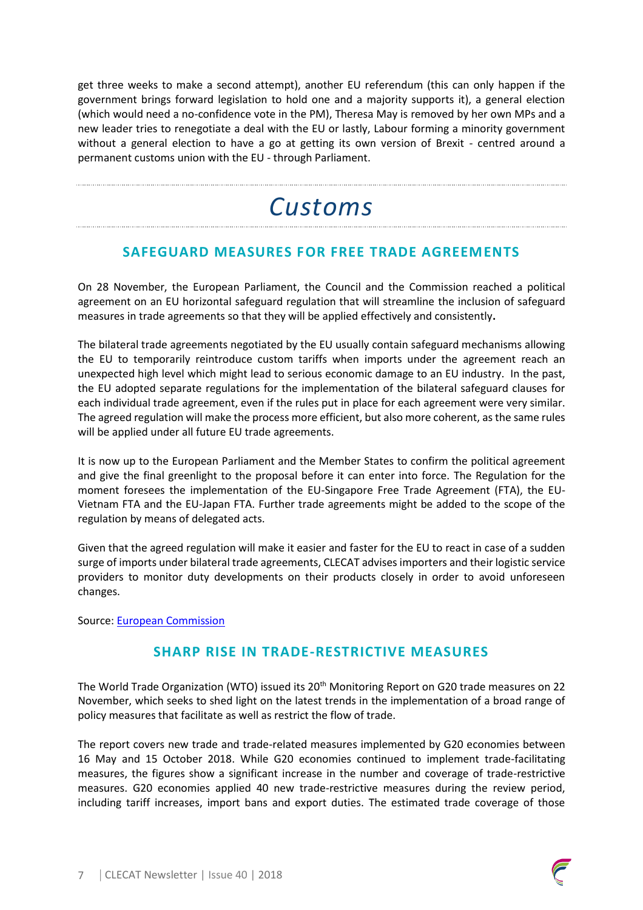get three weeks to make a second attempt), another EU referendum (this can only happen if the government brings forward legislation to hold one and a majority supports it), a general election (which would need a no-confidence vote in the PM), Theresa May is removed by her own MPs and a new leader tries to renegotiate a deal with the EU or lastly, Labour forming a minority government without a general election to have a go at getting its own version of Brexit - centred around a permanent customs union with the EU - through Parliament.

# *Customs*

## SAFEGUARD MEASURES FOR FREE TRADE AGREEMENTS

On 28 November, the European Parliament, the Council and the Commission reached a political agreement on an EU horizontal safeguard regulation that will streamline the inclusion of safeguard measures in trade agreements so that they will be applied effectively and consistently**.**

The bilateral trade agreements negotiated by the EU usually contain safeguard mechanisms allowing the EU to temporarily reintroduce custom tariffs when imports under the agreement reach an unexpected high level which might lead to serious economic damage to an EU industry. In the past, the EU adopted separate regulations for the implementation of the bilateral safeguard clauses for each individual trade agreement, even if the rules put in place for each agreement were very similar. The agreed regulation will make the process more efficient, but also more coherent, as the same rules will be applied under all future EU trade agreements.

It is now up to the European Parliament and the Member States to confirm the political agreement and give the final greenlight to the proposal before it can enter into force. The Regulation for the moment foresees the implementation of the EU-Singapore Free Trade Agreement (FTA), the EU-Vietnam FTA and the EU-Japan FTA. Further trade agreements might be added to the scope of the regulation by means of delegated acts.

Given that the agreed regulation will make it easier and faster for the EU to react in case of a sudden surge of imports under bilateral trade agreements, CLECAT advises importers and their logistic service providers to monitor duty developments on their products closely in order to avoid unforeseen changes.

Source: European Commission

## SHARP RISE IN TRADE-RESTRICTIVE MEASURES

The World Trade Organization (WTO) issued its 20th Monitoring Report on G20 trade measures on 22 November, which seeks to shed light on the latest trends in the implementation of a broad range of policy measures that facilitate as well as restrict the flow of trade.

The report covers new trade and trade-related measures implemented by G20 economies between 16 May and 15 October 2018. While G20 economies continued to implement trade-facilitating measures, the figures show a significant increase in the number and coverage of trade-restrictive measures. G20 economies applied 40 new trade-restrictive measures during the review period, including tariff increases, import bans and export duties. The estimated trade coverage of those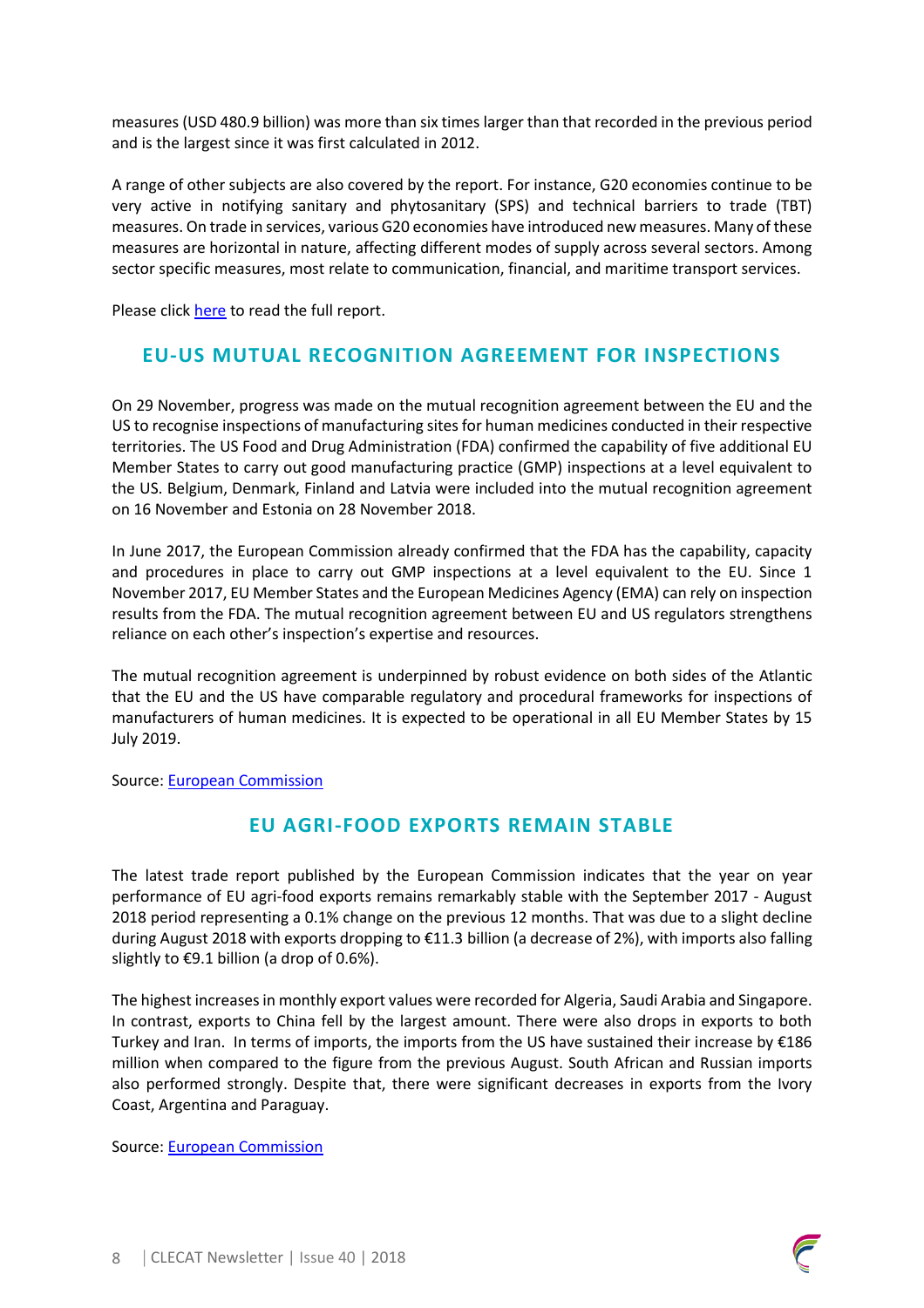measures (USD 480.9 billion) was more than six times larger than that recorded in the previous period and is the largest since it was first calculated in 2012.

A range of other subjects are also covered by the report. For instance, G20 economies continue to be very active in notifying sanitary and phytosanitary (SPS) and technical barriers to trade (TBT) measures. On trade in services, various G20 economies have introduced new measures. Many of these measures are horizontal in nature, affecting different modes of supply across several sectors. Among sector specific measures, most relate to communication, financial, and maritime transport services.

Please click here to read the full report.

## EU-US MUTUAL RECOGNITION AGREEMENT FOR INSPECTIONS

On 29 November, progress was made on the mutual recognition agreement between the EU and the US to recognise inspections of manufacturing sites for human medicines conducted in their respective territories. The US Food and Drug Administration (FDA) confirmed the capability of five additional EU Member States to carry out good manufacturing practice (GMP) inspections at a level equivalent to the US. Belgium, Denmark, Finland and Latvia were included into the mutual recognition agreement on 16 November and Estonia on 28 November 2018.

In June 2017, the European Commission already confirmed that the FDA has the capability, capacity and procedures in place to carry out GMP inspections at a level equivalent to the EU. Since 1 November 2017, EU Member States and the European Medicines Agency (EMA) can rely on inspection results from the FDA. The mutual recognition agreement between EU and US regulators strengthens reliance on each other's inspection's expertise and resources.

The mutual recognition agreement is underpinned by robust evidence on both sides of the Atlantic that the EU and the US have comparable regulatory and procedural frameworks for inspections of manufacturers of human medicines. It is expected to be operational in all EU Member States by 15 July 2019.

Source: European Commission

## EU AGRI-FOOD EXPORTS REMAIN STABLE

The latest trade report published by the European Commission indicates that the year on year performance of EU agri-food exports remains remarkably stable with the September 2017 - August 2018 period representing a 0.1% change on the previous 12 months. That was due to a slight decline during August 2018 with exports dropping to €11.3 billion (a decrease of 2%), with imports also falling slightly to €9.1 billion (a drop of 0.6%).

The highest increases in monthly export values were recorded for Algeria, Saudi Arabia and Singapore. In contrast, exports to China fell by the largest amount. There were also drops in exports to both Turkey and Iran. In terms of imports, the imports from the US have sustained their increase by €186 million when compared to the figure from the previous August. South African and Russian imports also performed strongly. Despite that, there were significant decreases in exports from the Ivory Coast, Argentina and Paraguay.

Source: European Commission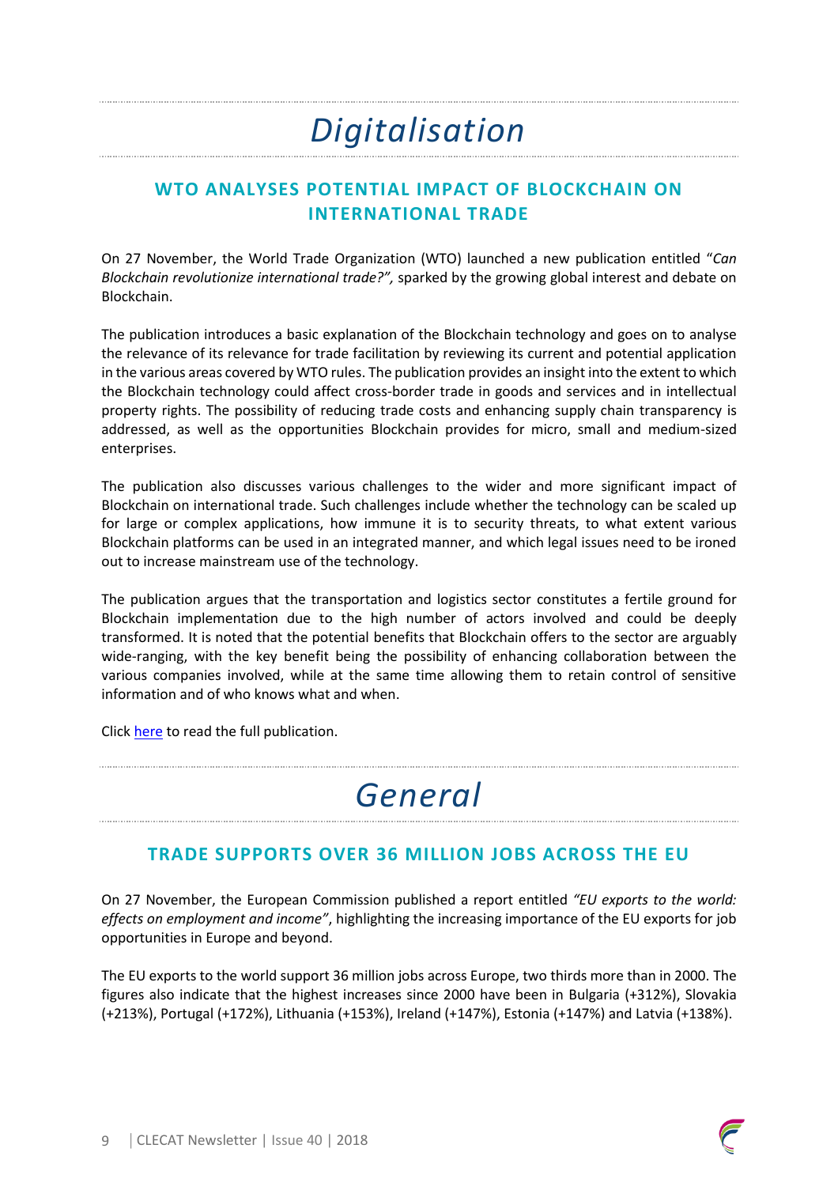# *Digitalisation*

## WTO ANALYSES POTENTIAL IMPACT OF BLOCKCHAIN ON INTERNATIONAL TRADE

On 27 November, the World Trade Organization (WTO) launched a new publication entitled "*Can Blockchain revolutionize international trade?",* sparked by the growing global interest and debate on Blockchain.

The publication introduces a basic explanation of the Blockchain technology and goes on to analyse the relevance of its relevance for trade facilitation by reviewing its current and potential application in the various areas covered by WTO rules. The publication provides an insight into the extent to which the Blockchain technology could affect cross-border trade in goods and services and in intellectual property rights. The possibility of reducing trade costs and enhancing supply chain transparency is addressed, as well as the opportunities Blockchain provides for micro, small and medium-sized enterprises.

The publication also discusses various challenges to the wider and more significant impact of Blockchain on international trade. Such challenges include whether the technology can be scaled up for large or complex applications, how immune it is to security threats, to what extent various Blockchain platforms can be used in an integrated manner, and which legal issues need to be ironed out to increase mainstream use of the technology.

The publication argues that the transportation and logistics sector constitutes a fertile ground for Blockchain implementation due to the high number of actors involved and could be deeply transformed. It is noted that the potential benefits that Blockchain offers to the sector are arguably wide-ranging, with the key benefit being the possibility of enhancing collaboration between the various companies involved, while at the same time allowing them to retain control of sensitive information and of who knows what and when.

Click here to read the full publication.

# *General*

## TRADE SUPPORTS OVER 36 MILLION JOBS ACROSS THE EU

On 27 November, the European Commission published a report entitled *"EU exports to the world: effects on employment and income"*, highlighting the increasing importance of the EU exports for job opportunities in Europe and beyond.

The EU exports to the world support 36 million jobs across Europe, two thirds more than in 2000. The figures also indicate that the highest increases since 2000 have been in Bulgaria (+312%), Slovakia (+213%), Portugal (+172%), Lithuania (+153%), Ireland (+147%), Estonia (+147%) and Latvia (+138%).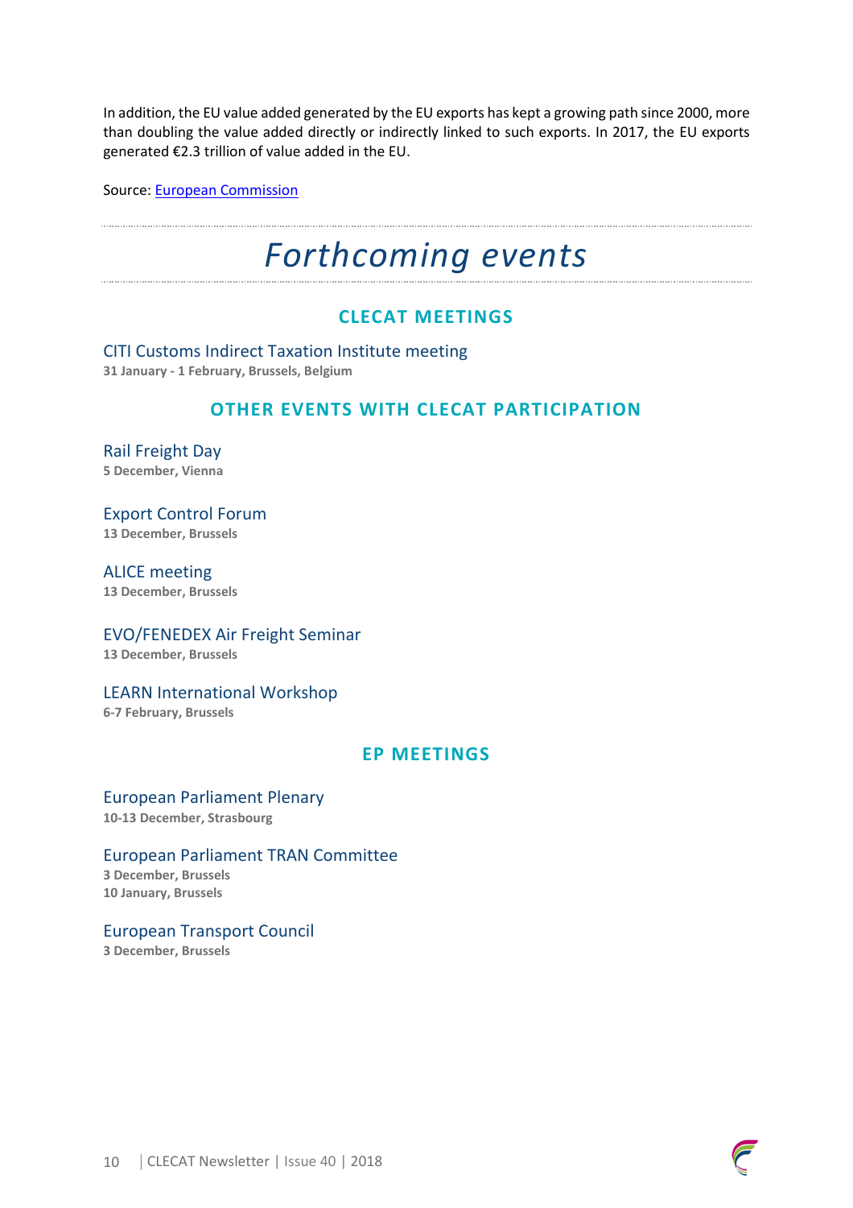In addition, the EU value added generated by the EU exports has kept a growing path since 2000, more than doubling the value added directly or indirectly linked to such exports. In 2017, the EU exports generated €2.3 trillion of value added in the EU.

Source: [European Commission]()

# *Forthcoming events*

## CLECAT MEETINGS

CITI Customs Indirect Taxation Institute meeting
**31 January - 1 February, Brussels, Belgium**

## OTHER EVENTS WITH CLECAT PARTICIPATION

Rail Freight Day
**5 December, Vienna**

Export Control Forum
**13 December, Brussels**

ALICE meeting
**13 December, Brussels**

EVO/FENEDEX Air Freight Seminar
**13 December, Brussels**

LEARN International Workshop
**6-7 February, Brussels**

## EP MEETINGS

European Parliament Plenary
**10-13 December, Strasbourg**

European Parliament TRAN Committee
**3 December, Brussels**
**10 January, Brussels**

European Transport Council
**3 December, Brussels**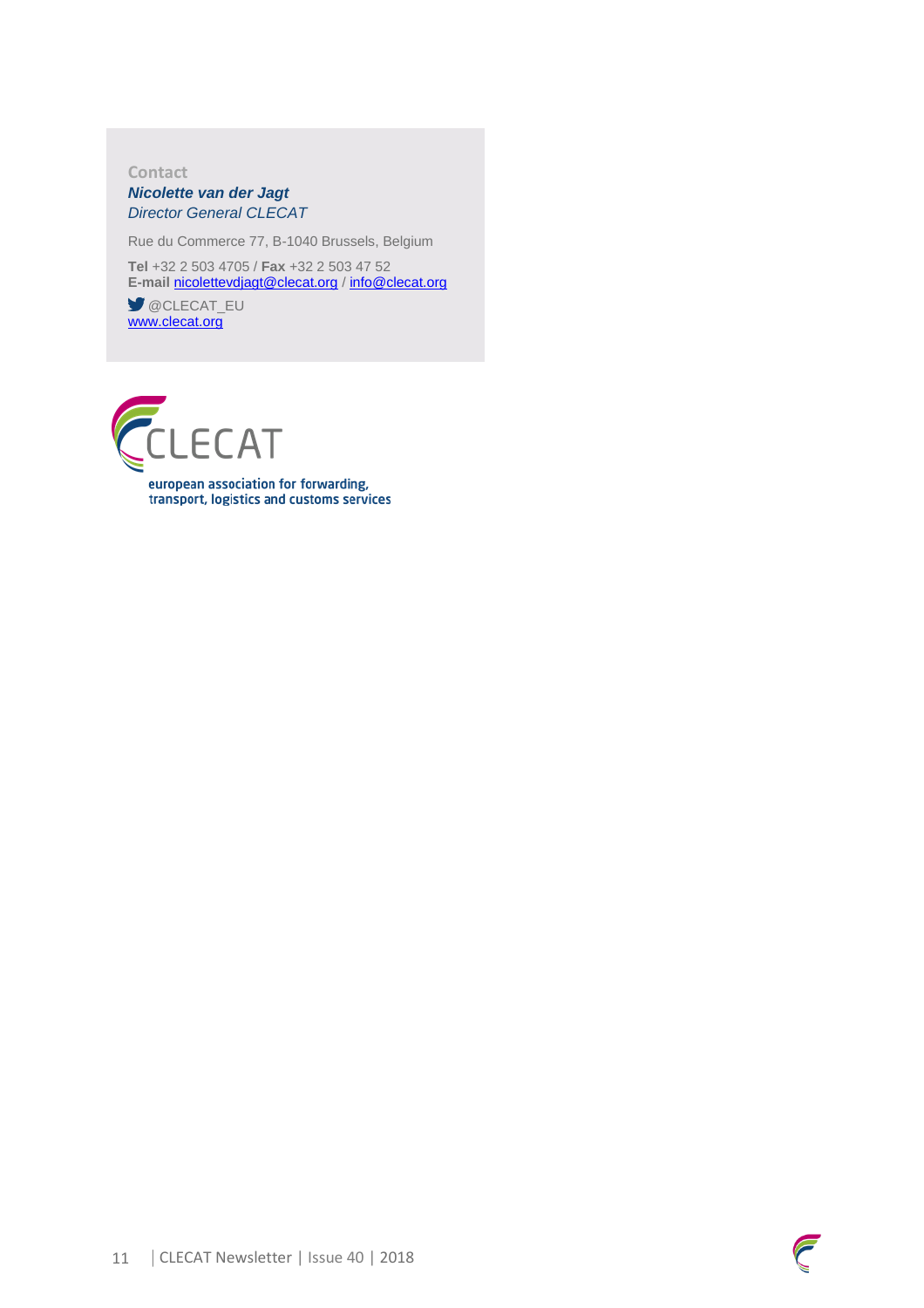**Contact**

***Nicolette van der Jagt***
*Director General CLECAT*

Rue du Commerce 77, B-1040 Brussels, Belgium

**Tel** +32 2 503 4705 / **Fax** +32 2 503 47 52
**E-mail** nicolettevdjagt@clecat.org / info@clecat.org

@CLECAT_EU
www.clecat.org

CLECAT

european association for forwarding, transport, logistics and customs services